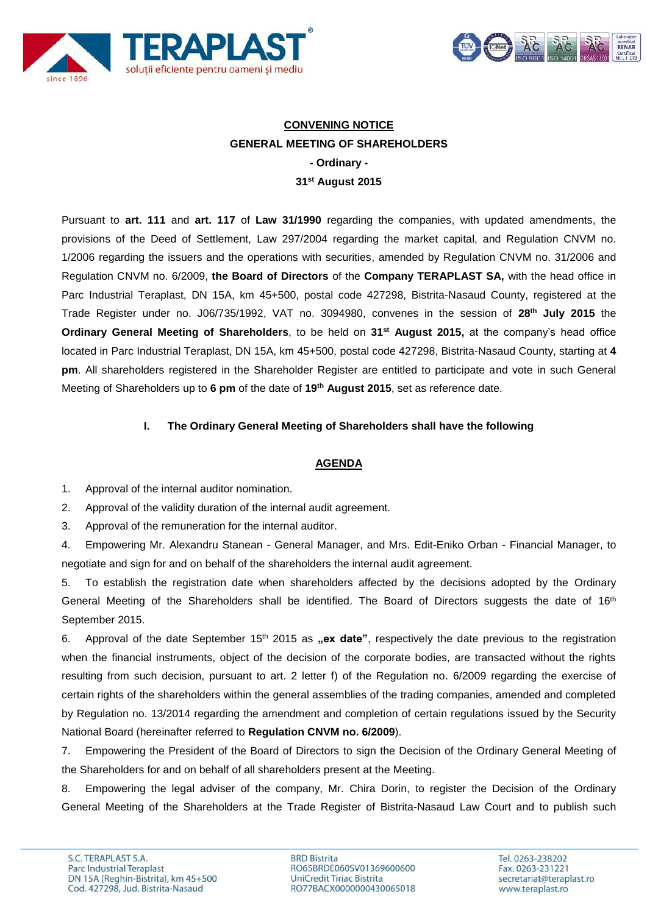**CONVENING NOTICE**

**GENERAL MEETING OF SHAREHOLDERS**

**- Ordinary -**

**31st August 2015**

Pursuant to **art. 111** and **art. 117** of **Law 31/1990** regarding the companies, with updated amendments, the provisions of the Deed of Settlement, Law 297/2004 regarding the market capital, and Regulation CNVM no. 1/2006 regarding the issuers and the operations with securities, amended by Regulation CNVM no. 31/2006 and Regulation CNVM no. 6/2009, **the Board of Directors** of the **Company TERAPLAST SA,** with the head office in Parc Industrial Teraplast, DN 15A, km 45+500, postal code 427298, Bistrita-Nasaud County, registered at the Trade Register under no. J06/735/1992, VAT no. 3094980, convenes in the session of **28th July 2015** the **Ordinary General Meeting of Shareholders**, to be held on **31st August 2015,** at the company's head office located in Parc Industrial Teraplast, DN 15A, km 45+500, postal code 427298, Bistrita-Nasaud County, starting at **4 pm**. All shareholders registered in the Shareholder Register are entitled to participate and vote in such General Meeting of Shareholders up to **6 pm** of the date of **19th August 2015**, set as reference date.

**I. The Ordinary General Meeting of Shareholders shall have the following**

**AGENDA**

1. Approval of the internal auditor nomination.
2. Approval of the validity duration of the internal audit agreement.
3. Approval of the remuneration for the internal auditor.
4. Empowering Mr. Alexandru Stanean - General Manager, and Mrs. Edit-Eniko Orban - Financial Manager, to negotiate and sign for and on behalf of the shareholders the internal audit agreement.
5. To establish the registration date when shareholders affected by the decisions adopted by the Ordinary General Meeting of the Shareholders shall be identified. The Board of Directors suggests the date of 16th September 2015.
6. Approval of the date September 15th 2015 as **„ex date"**, respectively the date previous to the registration when the financial instruments, object of the decision of the corporate bodies, are transacted without the rights resulting from such decision, pursuant to art. 2 letter f) of the Regulation no. 6/2009 regarding the exercise of certain rights of the shareholders within the general assemblies of the trading companies, amended and completed by Regulation no. 13/2014 regarding the amendment and completion of certain regulations issued by the Security National Board (hereinafter referred to **Regulation CNVM no. 6/2009**).
7. Empowering the President of the Board of Directors to sign the Decision of the Ordinary General Meeting of the Shareholders for and on behalf of all shareholders present at the Meeting.
8. Empowering the legal adviser of the company, Mr. Chira Dorin, to register the Decision of the Ordinary General Meeting of the Shareholders at the Trade Register of Bistrita-Nasaud Law Court and to publish such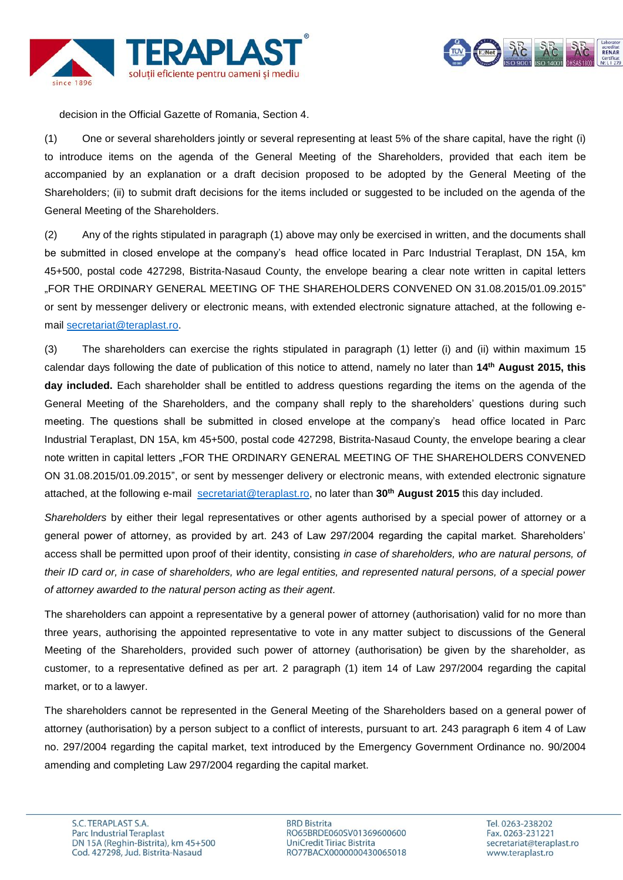decision in the Official Gazette of Romania, Section 4.

(1) One or several shareholders jointly or several representing at least 5% of the share capital, have the right (i) to introduce items on the agenda of the General Meeting of the Shareholders, provided that each item be accompanied by an explanation or a draft decision proposed to be adopted by the General Meeting of the Shareholders; (ii) to submit draft decisions for the items included or suggested to be included on the agenda of the General Meeting of the Shareholders.

(2) Any of the rights stipulated in paragraph (1) above may only be exercised in written, and the documents shall be submitted in closed envelope at the company's head office located in Parc Industrial Teraplast, DN 15A, km 45+500, postal code 427298, Bistrita-Nasaud County, the envelope bearing a clear note written in capital letters „FOR THE ORDINARY GENERAL MEETING OF THE SHAREHOLDERS CONVENED ON 31.08.2015/01.09.2015" or sent by messenger delivery or electronic means, with extended electronic signature attached, at the following e-mail secretariat@teraplast.ro.

(3) The shareholders can exercise the rights stipulated in paragraph (1) letter (i) and (ii) within maximum 15 calendar days following the date of publication of this notice to attend, namely no later than **14th August 2015, this day included.** Each shareholder shall be entitled to address questions regarding the items on the agenda of the General Meeting of the Shareholders, and the company shall reply to the shareholders' questions during such meeting. The questions shall be submitted in closed envelope at the company's head office located in Parc Industrial Teraplast, DN 15A, km 45+500, postal code 427298, Bistrita-Nasaud County, the envelope bearing a clear note written in capital letters „FOR THE ORDINARY GENERAL MEETING OF THE SHAREHOLDERS CONVENED ON 31.08.2015/01.09.2015", or sent by messenger delivery or electronic means, with extended electronic signature attached, at the following e-mail secretariat@teraplast.ro, no later than **30th August 2015** this day included.

*Shareholders* by either their legal representatives or other agents authorised by a special power of attorney or a general power of attorney, as provided by art. 243 of Law 297/2004 regarding the capital market. Shareholders' access shall be permitted upon proof of their identity, consisting *in case of shareholders, who are natural persons, of their ID card or, in case of shareholders, who are legal entities, and represented natural persons, of a special power of attorney awarded to the natural person acting as their agent.*

The shareholders can appoint a representative by a general power of attorney (authorisation) valid for no more than three years, authorising the appointed representative to vote in any matter subject to discussions of the General Meeting of the Shareholders, provided such power of attorney (authorisation) be given by the shareholder, as customer, to a representative defined as per art. 2 paragraph (1) item 14 of Law 297/2004 regarding the capital market, or to a lawyer.

The shareholders cannot be represented in the General Meeting of the Shareholders based on a general power of attorney (authorisation) by a person subject to a conflict of interests, pursuant to art. 243 paragraph 6 item 4 of Law no. 297/2004 regarding the capital market, text introduced by the Emergency Government Ordinance no. 90/2004 amending and completing Law 297/2004 regarding the capital market.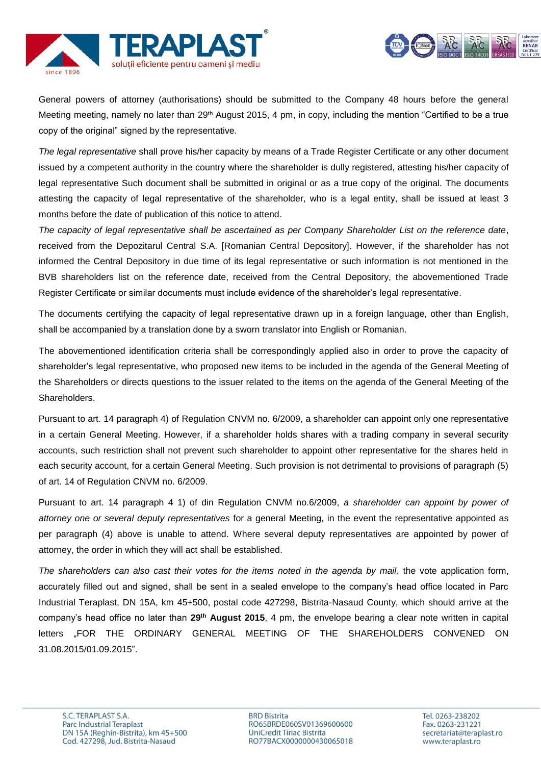General powers of attorney (authorisations) should be submitted to the Company 48 hours before the general Meeting meeting, namely no later than 29th August 2015, 4 pm, in copy, including the mention "Certified to be a true copy of the original" signed by the representative.

*The legal representative* shall prove his/her capacity by means of a Trade Register Certificate or any other document issued by a competent authority in the country where the shareholder is dully registered, attesting his/her capacity of legal representative Such document shall be submitted in original or as a true copy of the original. The documents attesting the capacity of legal representative of the shareholder, who is a legal entity, shall be issued at least 3 months before the date of publication of this notice to attend.

*The capacity of legal representative shall be ascertained as per Company Shareholder List on the reference date*, received from the Depozitarul Central S.A. [Romanian Central Depository]. However, if the shareholder has not informed the Central Depository in due time of its legal representative or such information is not mentioned in the BVB shareholders list on the reference date, received from the Central Depository, the abovementioned Trade Register Certificate or similar documents must include evidence of the shareholder's legal representative.

The documents certifying the capacity of legal representative drawn up in a foreign language, other than English, shall be accompanied by a translation done by a sworn translator into English or Romanian.

The abovementioned identification criteria shall be correspondingly applied also in order to prove the capacity of shareholder's legal representative, who proposed new items to be included in the agenda of the General Meeting of the Shareholders or directs questions to the issuer related to the items on the agenda of the General Meeting of the Shareholders.

Pursuant to art. 14 paragraph 4) of Regulation CNVM no. 6/2009, a shareholder can appoint only one representative in a certain General Meeting. However, if a shareholder holds shares with a trading company in several security accounts, such restriction shall not prevent such shareholder to appoint other representative for the shares held in each security account, for a certain General Meeting. Such provision is not detrimental to provisions of paragraph (5) of art. 14 of Regulation CNVM no. 6/2009.

Pursuant to art. 14 paragraph 4 1) of din Regulation CNVM no.6/2009, *a shareholder can appoint by power of attorney one or several deputy representatives* for a general Meeting, in the event the representative appointed as per paragraph (4) above is unable to attend. Where several deputy representatives are appointed by power of attorney, the order in which they will act shall be established.

*The shareholders can also cast their votes for the items noted in the agenda by mail,* the vote application form, accurately filled out and signed, shall be sent in a sealed envelope to the company's head office located in Parc Industrial Teraplast, DN 15A, km 45+500, postal code 427298, Bistrita-Nasaud County, which should arrive at the company's head office no later than **29th August 2015**, 4 pm, the envelope bearing a clear note written in capital letters „FOR THE ORDINARY GENERAL MEETING OF THE SHAREHOLDERS CONVENED ON 31.08.2015/01.09.2015".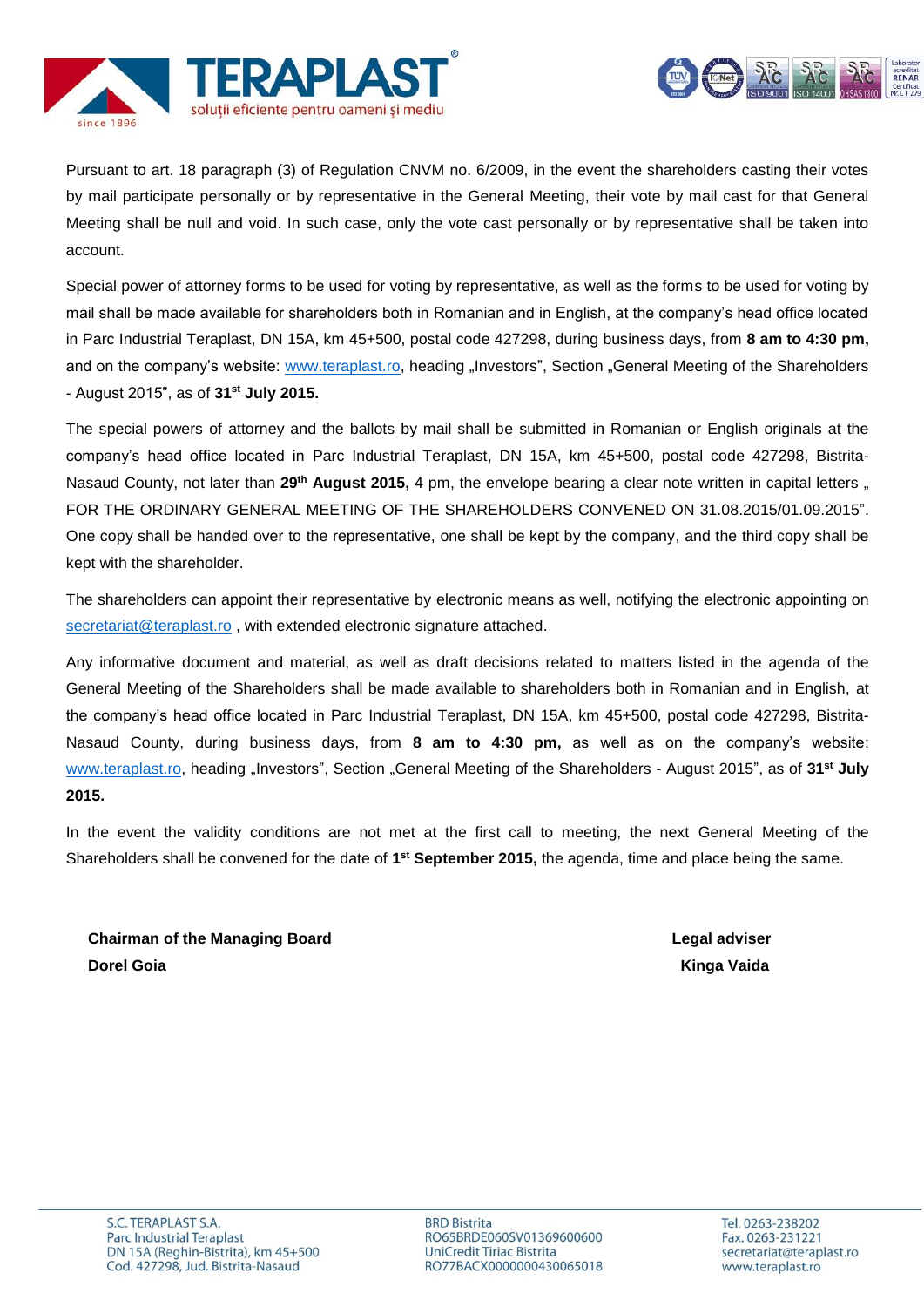Pursuant to art. 18 paragraph (3) of Regulation CNVM no. 6/2009, in the event the shareholders casting their votes by mail participate personally or by representative in the General Meeting, their vote by mail cast for that General Meeting shall be null and void. In such case, only the vote cast personally or by representative shall be taken into account.

Special power of attorney forms to be used for voting by representative, as well as the forms to be used for voting by mail shall be made available for shareholders both in Romanian and in English, at the company's head office located in Parc Industrial Teraplast, DN 15A, km 45+500, postal code 427298, during business days, from **8 am to 4:30 pm,** and on the company's website: www.teraplast.ro, heading „Investors", Section „General Meeting of the Shareholders - August 2015", as of **31st July 2015.**

The special powers of attorney and the ballots by mail shall be submitted in Romanian or English originals at the company's head office located in Parc Industrial Teraplast, DN 15A, km 45+500, postal code 427298, Bistrita-Nasaud County, not later than **29th August 2015,** 4 pm, the envelope bearing a clear note written in capital letters „ FOR THE ORDINARY GENERAL MEETING OF THE SHAREHOLDERS CONVENED ON 31.08.2015/01.09.2015". One copy shall be handed over to the representative, one shall be kept by the company, and the third copy shall be kept with the shareholder.

The shareholders can appoint their representative by electronic means as well, notifying the electronic appointing on secretariat@teraplast.ro , with extended electronic signature attached.

Any informative document and material, as well as draft decisions related to matters listed in the agenda of the General Meeting of the Shareholders shall be made available to shareholders both in Romanian and in English, at the company's head office located in Parc Industrial Teraplast, DN 15A, km 45+500, postal code 427298, Bistrita-Nasaud County, during business days, from **8 am to 4:30 pm,** as well as on the company's website: www.teraplast.ro, heading „Investors", Section „General Meeting of the Shareholders - August 2015", as of **31st July 2015.**

In the event the validity conditions are not met at the first call to meeting, the next General Meeting of the Shareholders shall be convened for the date of **1st September 2015,** the agenda, time and place being the same.

**Chairman of the Managing Board**
**Dorel Goia**

**Legal adviser**
**Kinga Vaida**